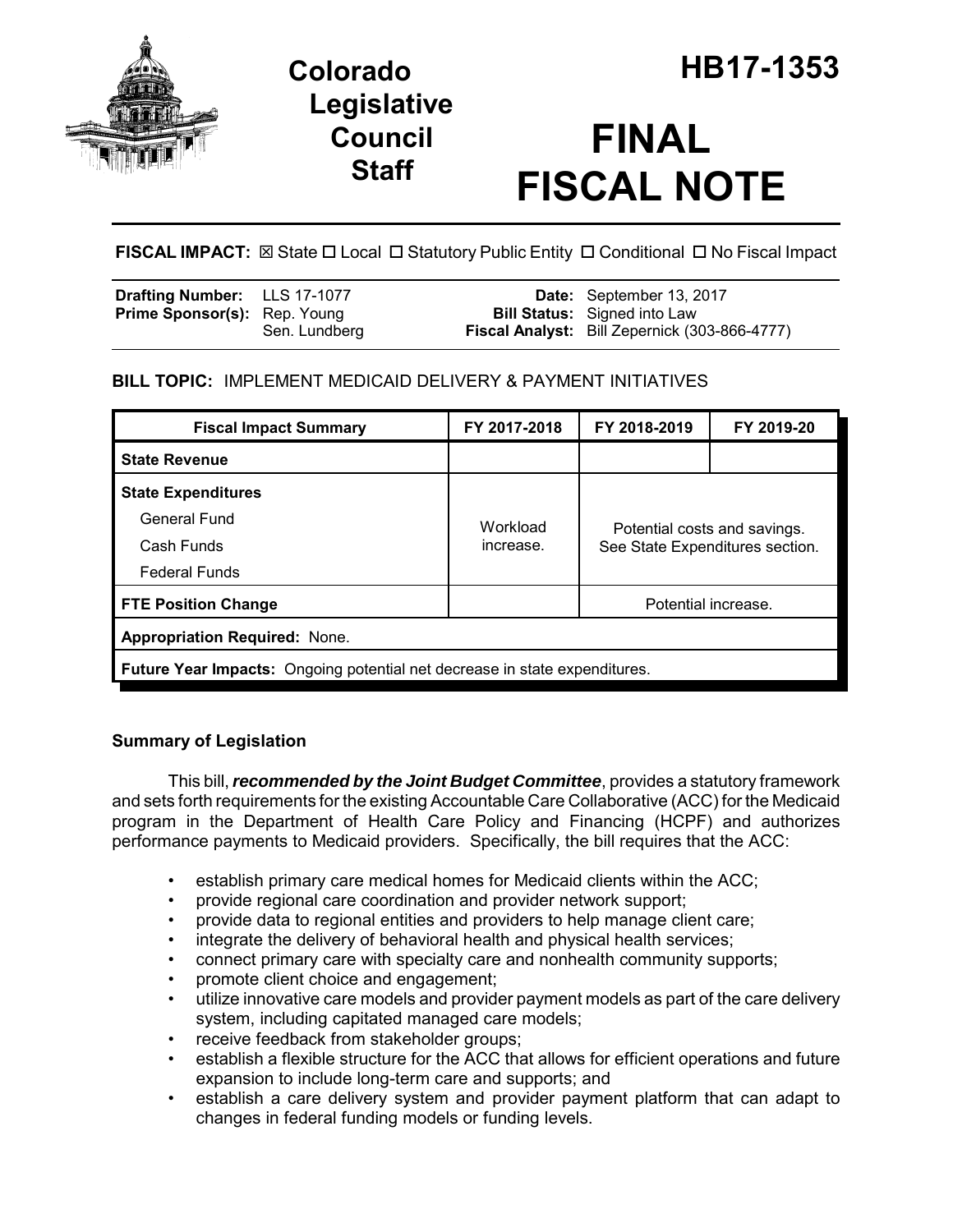# Colorado Legislative Council Staff

# HB17-1353

# FINAL FISCAL NOTE

**FISCAL IMPACT:** ☒ State ☐ Local ☐ Statutory Public Entity ☐ Conditional ☐ No Fiscal Impact

| | | | |
|---|---|---|---|
| **Drafting Number:** | LLS 17-1077 | **Date:** | September 13, 2017 |
| **Prime Sponsor(s):** | Rep. Young<br>Sen. Lundberg | **Bill Status:** | Signed into Law |
| | | **Fiscal Analyst:** | Bill Zepernick (303-866-4777) |

## BILL TOPIC: IMPLEMENT MEDICAID DELIVERY & PAYMENT INITIATIVES

| Fiscal Impact Summary | FY 2017-2018 | FY 2018-2019 | FY 2019-20 |
|---|---|---|---|
| **State Revenue** | | | |
| **State Expenditures**<br>General Fund<br>Cash Funds<br>Federal Funds | Workload increase. | Potential costs and savings. See State Expenditures section. | |
| **FTE Position Change** | | Potential increase. | |
| **Appropriation Required:** None. | | | |
| **Future Year Impacts:** Ongoing potential net decrease in state expenditures. | | | |

### Summary of Legislation

This bill, ***recommended by the Joint Budget Committee***, provides a statutory framework and sets forth requirements for the existing Accountable Care Collaborative (ACC) for the Medicaid program in the Department of Health Care Policy and Financing (HCPF) and authorizes performance payments to Medicaid providers. Specifically, the bill requires that the ACC:

- establish primary care medical homes for Medicaid clients within the ACC;
- provide regional care coordination and provider network support;
- provide data to regional entities and providers to help manage client care;
- integrate the delivery of behavioral health and physical health services;
- connect primary care with specialty care and nonhealth community supports;
- promote client choice and engagement;
- utilize innovative care models and provider payment models as part of the care delivery system, including capitated managed care models;
- receive feedback from stakeholder groups;
- establish a flexible structure for the ACC that allows for efficient operations and future expansion to include long-term care and supports; and
- establish a care delivery system and provider payment platform that can adapt to changes in federal funding models or funding levels.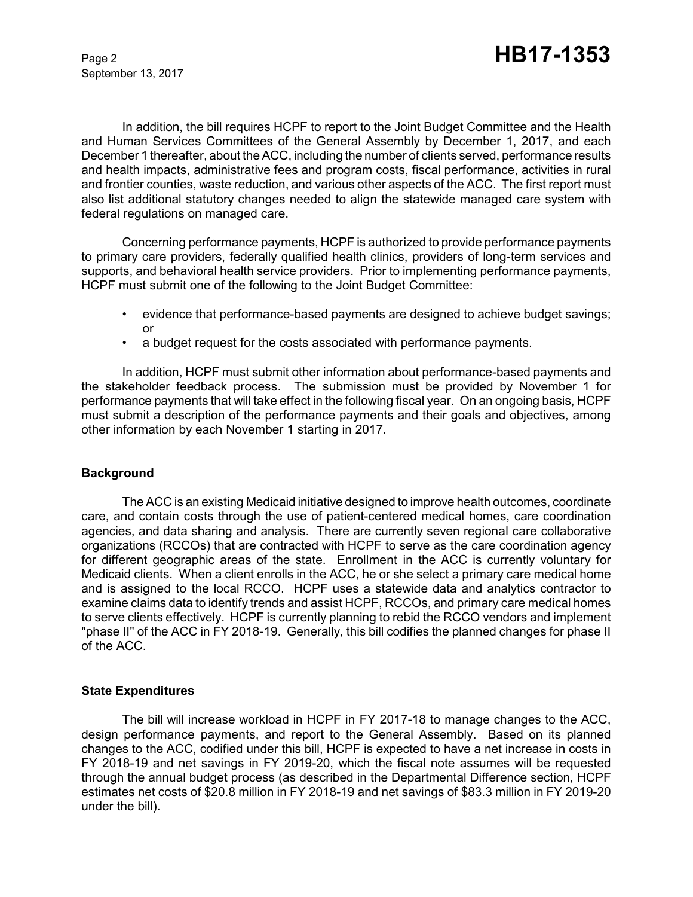In addition, the bill requires HCPF to report to the Joint Budget Committee and the Health and Human Services Committees of the General Assembly by December 1, 2017, and each December 1 thereafter, about the ACC, including the number of clients served, performance results and health impacts, administrative fees and program costs, fiscal performance, activities in rural and frontier counties, waste reduction, and various other aspects of the ACC. The first report must also list additional statutory changes needed to align the statewide managed care system with federal regulations on managed care.

Concerning performance payments, HCPF is authorized to provide performance payments to primary care providers, federally qualified health clinics, providers of long-term services and supports, and behavioral health service providers. Prior to implementing performance payments, HCPF must submit one of the following to the Joint Budget Committee:

- evidence that performance-based payments are designed to achieve budget savings; or
- a budget request for the costs associated with performance payments.

In addition, HCPF must submit other information about performance-based payments and the stakeholder feedback process. The submission must be provided by November 1 for performance payments that will take effect in the following fiscal year. On an ongoing basis, HCPF must submit a description of the performance payments and their goals and objectives, among other information by each November 1 starting in 2017.

## Background

The ACC is an existing Medicaid initiative designed to improve health outcomes, coordinate care, and contain costs through the use of patient-centered medical homes, care coordination agencies, and data sharing and analysis. There are currently seven regional care collaborative organizations (RCCOs) that are contracted with HCPF to serve as the care coordination agency for different geographic areas of the state. Enrollment in the ACC is currently voluntary for Medicaid clients. When a client enrolls in the ACC, he or she select a primary care medical home and is assigned to the local RCCO. HCPF uses a statewide data and analytics contractor to examine claims data to identify trends and assist HCPF, RCCOs, and primary care medical homes to serve clients effectively. HCPF is currently planning to rebid the RCCO vendors and implement "phase II" of the ACC in FY 2018-19. Generally, this bill codifies the planned changes for phase II of the ACC.

## State Expenditures

The bill will increase workload in HCPF in FY 2017-18 to manage changes to the ACC, design performance payments, and report to the General Assembly. Based on its planned changes to the ACC, codified under this bill, HCPF is expected to have a net increase in costs in FY 2018-19 and net savings in FY 2019-20, which the fiscal note assumes will be requested through the annual budget process (as described in the Departmental Difference section, HCPF estimates net costs of $20.8 million in FY 2018-19 and net savings of $83.3 million in FY 2019-20 under the bill).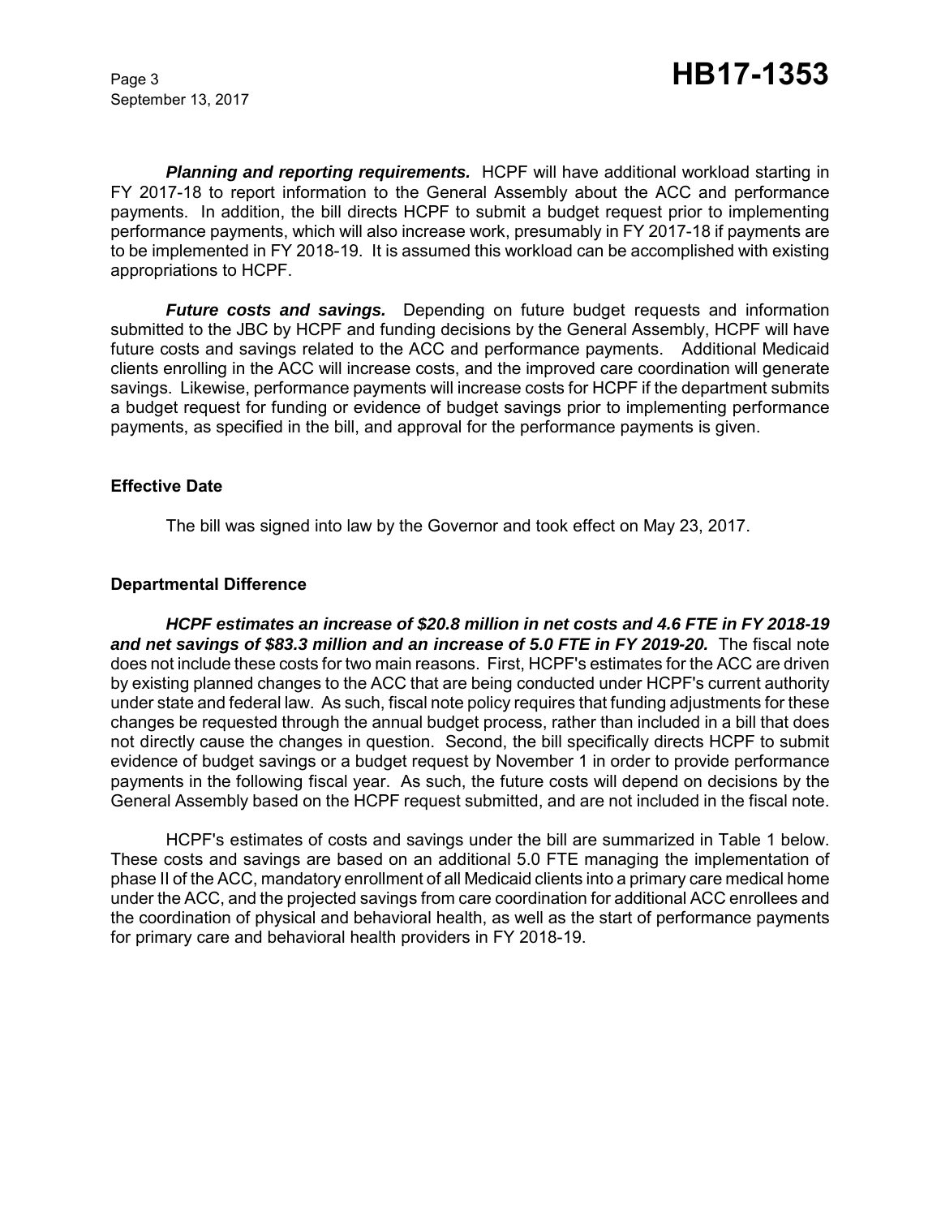***Planning and reporting requirements.*** HCPF will have additional workload starting in FY 2017-18 to report information to the General Assembly about the ACC and performance payments. In addition, the bill directs HCPF to submit a budget request prior to implementing performance payments, which will also increase work, presumably in FY 2017-18 if payments are to be implemented in FY 2018-19. It is assumed this workload can be accomplished with existing appropriations to HCPF.

***Future costs and savings.*** Depending on future budget requests and information submitted to the JBC by HCPF and funding decisions by the General Assembly, HCPF will have future costs and savings related to the ACC and performance payments. Additional Medicaid clients enrolling in the ACC will increase costs, and the improved care coordination will generate savings. Likewise, performance payments will increase costs for HCPF if the department submits a budget request for funding or evidence of budget savings prior to implementing performance payments, as specified in the bill, and approval for the performance payments is given.

### Effective Date

The bill was signed into law by the Governor and took effect on May 23, 2017.

### Departmental Difference

***HCPF estimates an increase of $20.8 million in net costs and 4.6 FTE in FY 2018-19 and net savings of $83.3 million and an increase of 5.0 FTE in FY 2019-20.*** The fiscal note does not include these costs for two main reasons. First, HCPF's estimates for the ACC are driven by existing planned changes to the ACC that are being conducted under HCPF's current authority under state and federal law. As such, fiscal note policy requires that funding adjustments for these changes be requested through the annual budget process, rather than included in a bill that does not directly cause the changes in question. Second, the bill specifically directs HCPF to submit evidence of budget savings or a budget request by November 1 in order to provide performance payments in the following fiscal year. As such, the future costs will depend on decisions by the General Assembly based on the HCPF request submitted, and are not included in the fiscal note.

HCPF's estimates of costs and savings under the bill are summarized in Table 1 below. These costs and savings are based on an additional 5.0 FTE managing the implementation of phase II of the ACC, mandatory enrollment of all Medicaid clients into a primary care medical home under the ACC, and the projected savings from care coordination for additional ACC enrollees and the coordination of physical and behavioral health, as well as the start of performance payments for primary care and behavioral health providers in FY 2018-19.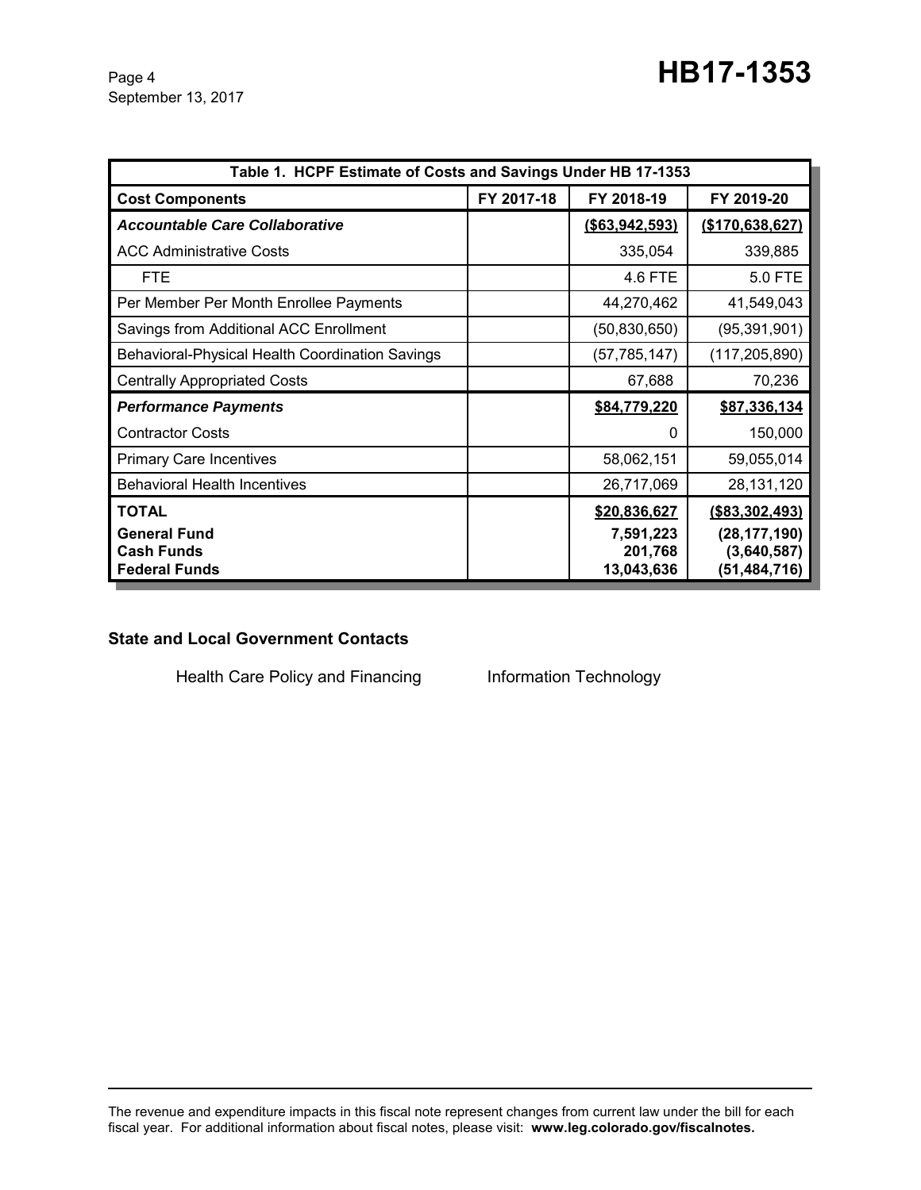| Table 1. HCPF Estimate of Costs and Savings Under HB 17-1353 | | | |
|---|---|---|---|
| **Cost Components** | **FY 2017-18** | **FY 2018-19** | **FY 2019-20** |
| ***Accountable Care Collaborative*** | | **($63,942,593)** | **($170,638,627)** |
| ACC Administrative Costs | | 335,054 | 339,885 |
| FTE | | 4.6 FTE | 5.0 FTE |
| Per Member Per Month Enrollee Payments | | 44,270,462 | 41,549,043 |
| Savings from Additional ACC Enrollment | | (50,830,650) | (95,391,901) |
| Behavioral-Physical Health Coordination Savings | | (57,785,147) | (117,205,890) |
| Centrally Appropriated Costs | | 67,688 | 70,236 |
| ***Performance Payments*** | | **$84,779,220** | **$87,336,134** |
| Contractor Costs | | 0 | 150,000 |
| Primary Care Incentives | | 58,062,151 | 59,055,014 |
| Behavioral Health Incentives | | 26,717,069 | 28,131,120 |
| **TOTAL** | | **$20,836,627** | **($83,302,493)** |
| **General Fund** | | **7,591,223** | **(28,177,190)** |
| **Cash Funds** | | **201,768** | **(3,640,587)** |
| **Federal Funds** | | **13,043,636** | **(51,484,716)** |

## State and Local Government Contacts

Health Care Policy and Financing    Information Technology

The revenue and expenditure impacts in this fiscal note represent changes from current law under the bill for each fiscal year. For additional information about fiscal notes, please visit: **www.leg.colorado.gov/fiscalnotes.**